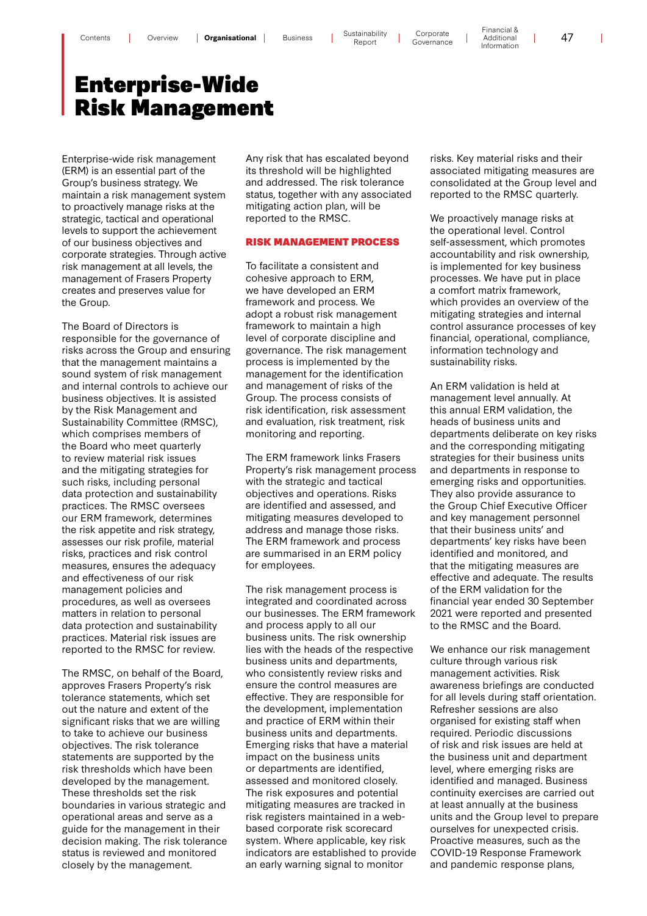# Enterprise-Wide Risk Management

Enterprise-wide risk management (ERM) is an essential part of the Group's business strategy. We maintain a risk management system to proactively manage risks at the strategic, tactical and operational levels to support the achievement of our business objectives and corporate strategies. Through active risk management at all levels, the management of Frasers Property creates and preserves value for the Group.

The Board of Directors is responsible for the governance of risks across the Group and ensuring that the management maintains a sound system of risk management and internal controls to achieve our business objectives. It is assisted by the Risk Management and Sustainability Committee (RMSC), which comprises members of the Board who meet quarterly to review material risk issues and the mitigating strategies for such risks, including personal data protection and sustainability practices. The RMSC oversees our ERM framework, determines the risk appetite and risk strategy, assesses our risk profile, material risks, practices and risk control measures, ensures the adequacy and effectiveness of our risk management policies and procedures, as well as oversees matters in relation to personal data protection and sustainability practices. Material risk issues are reported to the RMSC for review.

The RMSC, on behalf of the Board, approves Frasers Property's risk tolerance statements, which set out the nature and extent of the significant risks that we are willing to take to achieve our business objectives. The risk tolerance statements are supported by the risk thresholds which have been developed by the management. These thresholds set the risk boundaries in various strategic and operational areas and serve as a guide for the management in their decision making. The risk tolerance status is reviewed and monitored closely by the management.

Any risk that has escalated beyond its threshold will be highlighted and addressed. The risk tolerance status, together with any associated mitigating action plan, will be reported to the RMSC.

## RISK MANAGEMENT PROCESS

To facilitate a consistent and cohesive approach to ERM, we have developed an ERM framework and process. We adopt a robust risk management framework to maintain a high level of corporate discipline and governance. The risk management process is implemented by the management for the identification and management of risks of the Group. The process consists of risk identification, risk assessment and evaluation, risk treatment, risk monitoring and reporting.

The ERM framework links Frasers Property's risk management process with the strategic and tactical objectives and operations. Risks are identified and assessed, and mitigating measures developed to address and manage those risks. The ERM framework and process are summarised in an ERM policy for employees.

The risk management process is integrated and coordinated across our businesses. The ERM framework and process apply to all our business units. The risk ownership lies with the heads of the respective business units and departments, who consistently review risks and ensure the control measures are effective. They are responsible for the development, implementation and practice of ERM within their business units and departments. Emerging risks that have a material impact on the business units or departments are identified, assessed and monitored closely. The risk exposures and potential mitigating measures are tracked in risk registers maintained in a web-based corporate risk scorecard system. Where applicable, key risk indicators are established to provide an early warning signal to monitor risks. Key material risks and their associated mitigating measures are consolidated at the Group level and reported to the RMSC quarterly.

We proactively manage risks at the operational level. Control self-assessment, which promotes accountability and risk ownership, is implemented for key business processes. We have put in place a comfort matrix framework, which provides an overview of the mitigating strategies and internal control assurance processes of key financial, operational, compliance, information technology and sustainability risks.

An ERM validation is held at management level annually. At this annual ERM validation, the heads of business units and departments deliberate on key risks and the corresponding mitigating strategies for their business units and departments in response to emerging risks and opportunities. They also provide assurance to the Group Chief Executive Officer and key management personnel that their business units' and departments' key risks have been identified and monitored, and that the mitigating measures are effective and adequate. The results of the ERM validation for the financial year ended 30 September 2021 were reported and presented to the RMSC and the Board.

We enhance our risk management culture through various risk management activities. Risk awareness briefings are conducted for all levels during staff orientation. Refresher sessions are also organised for existing staff when required. Periodic discussions of risk and risk issues are held at the business unit and department level, where emerging risks are identified and managed. Business continuity exercises are carried out at least annually at the business units and the Group level to prepare ourselves for unexpected crisis. Proactive measures, such as the COVID-19 Response Framework and pandemic response plans,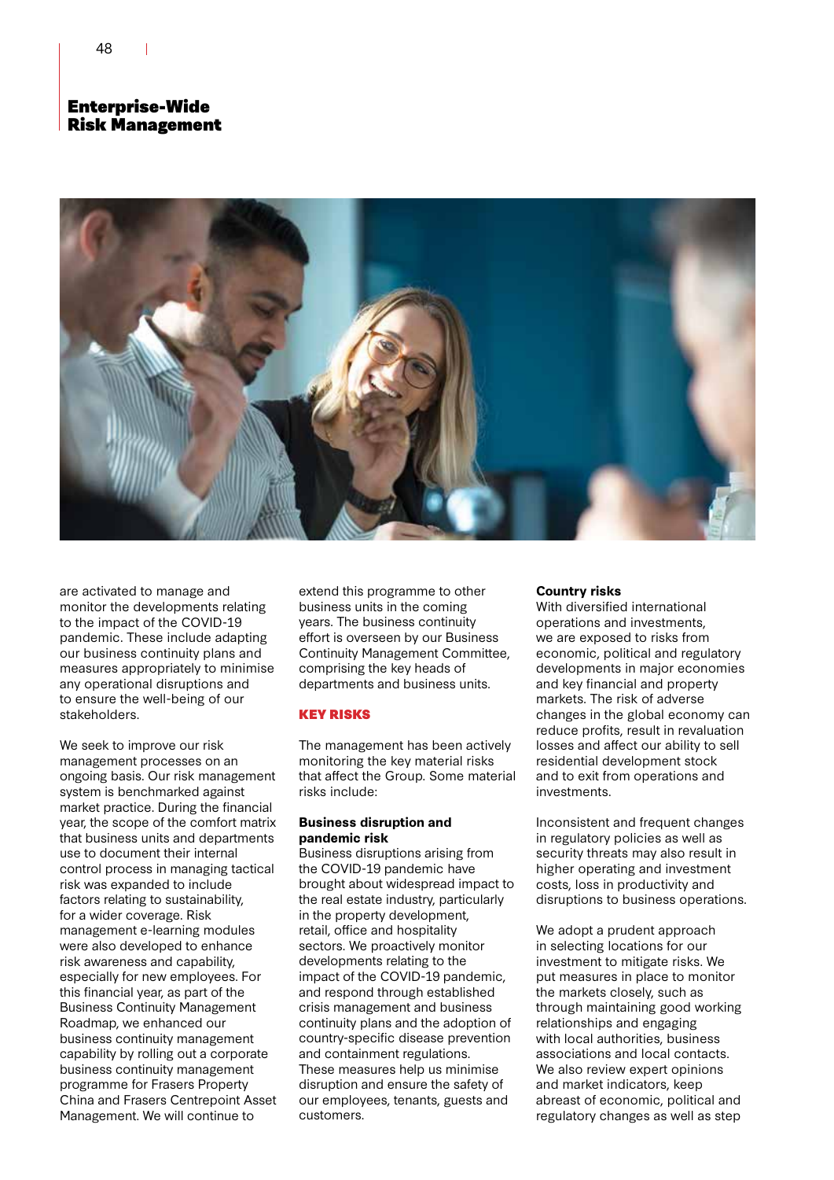are activated to manage and monitor the developments relating to the impact of the COVID-19 pandemic. These include adapting our business continuity plans and measures appropriately to minimise any operational disruptions and to ensure the well-being of our stakeholders.

We seek to improve our risk management processes on an ongoing basis. Our risk management system is benchmarked against market practice. During the financial year, the scope of the comfort matrix that business units and departments use to document their internal control process in managing tactical risk was expanded to include factors relating to sustainability, for a wider coverage. Risk management e-learning modules were also developed to enhance risk awareness and capability, especially for new employees. For this financial year, as part of the Business Continuity Management Roadmap, we enhanced our business continuity management capability by rolling out a corporate business continuity management programme for Frasers Property China and Frasers Centrepoint Asset Management. We will continue to extend this programme to other business units in the coming years. The business continuity effort is overseen by our Business Continuity Management Committee, comprising the key heads of departments and business units.

## KEY RISKS

The management has been actively monitoring the key material risks that affect the Group. Some material risks include:

### Business disruption and pandemic risk

Business disruptions arising from the COVID-19 pandemic have brought about widespread impact to the real estate industry, particularly in the property development, retail, office and hospitality sectors. We proactively monitor developments relating to the impact of the COVID-19 pandemic, and respond through established crisis management and business continuity plans and the adoption of country-specific disease prevention and containment regulations. These measures help us minimise disruption and ensure the safety of our employees, tenants, guests and customers.

### Country risks

With diversified international operations and investments, we are exposed to risks from economic, political and regulatory developments in major economies and key financial and property markets. The risk of adverse changes in the global economy can reduce profits, result in revaluation losses and affect our ability to sell residential development stock and to exit from operations and investments.

Inconsistent and frequent changes in regulatory policies as well as security threats may also result in higher operating and investment costs, loss in productivity and disruptions to business operations.

We adopt a prudent approach in selecting locations for our investment to mitigate risks. We put measures in place to monitor the markets closely, such as through maintaining good working relationships and engaging with local authorities, business associations and local contacts. We also review expert opinions and market indicators, keep abreast of economic, political and regulatory changes as well as step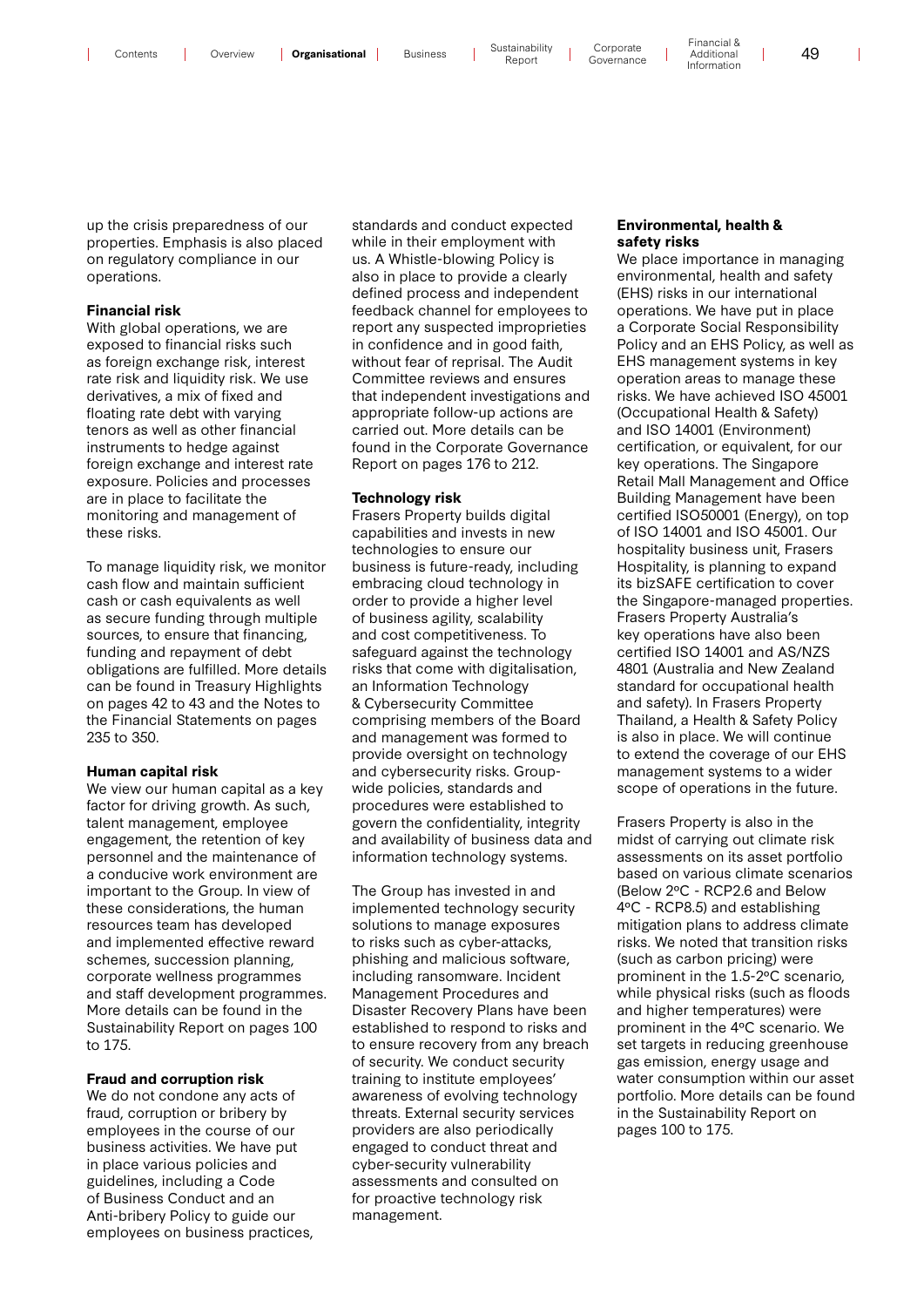up the crisis preparedness of our properties. Emphasis is also placed on regulatory compliance in our operations.

**Financial risk**

With global operations, we are exposed to financial risks such as foreign exchange risk, interest rate risk and liquidity risk. We use derivatives, a mix of fixed and floating rate debt with varying tenors as well as other financial instruments to hedge against foreign exchange and interest rate exposure. Policies and processes are in place to facilitate the monitoring and management of these risks.

To manage liquidity risk, we monitor cash flow and maintain sufficient cash or cash equivalents as well as secure funding through multiple sources, to ensure that financing, funding and repayment of debt obligations are fulfilled. More details can be found in Treasury Highlights on pages 42 to 43 and the Notes to the Financial Statements on pages 235 to 350.

**Human capital risk**

We view our human capital as a key factor for driving growth. As such, talent management, employee engagement, the retention of key personnel and the maintenance of a conducive work environment are important to the Group. In view of these considerations, the human resources team has developed and implemented effective reward schemes, succession planning, corporate wellness programmes and staff development programmes. More details can be found in the Sustainability Report on pages 100 to 175.

**Fraud and corruption risk**

We do not condone any acts of fraud, corruption or bribery by employees in the course of our business activities. We have put in place various policies and guidelines, including a Code of Business Conduct and an Anti-bribery Policy to guide our employees on business practices, standards and conduct expected while in their employment with us. A Whistle-blowing Policy is also in place to provide a clearly defined process and independent feedback channel for employees to report any suspected improprieties in confidence and in good faith, without fear of reprisal. The Audit Committee reviews and ensures that independent investigations and appropriate follow-up actions are carried out. More details can be found in the Corporate Governance Report on pages 176 to 212.

**Technology risk**

Frasers Property builds digital capabilities and invests in new technologies to ensure our business is future-ready, including embracing cloud technology in order to provide a higher level of business agility, scalability and cost competitiveness. To safeguard against the technology risks that come with digitalisation, an Information Technology & Cybersecurity Committee comprising members of the Board and management was formed to provide oversight on technology and cybersecurity risks. Group-wide policies, standards and procedures were established to govern the confidentiality, integrity and availability of business data and information technology systems.

The Group has invested in and implemented technology security solutions to manage exposures to risks such as cyber-attacks, phishing and malicious software, including ransomware. Incident Management Procedures and Disaster Recovery Plans have been established to respond to risks and to ensure recovery from any breach of security. We conduct security training to institute employees' awareness of evolving technology threats. External security services providers are also periodically engaged to conduct threat and cyber-security vulnerability assessments and consulted on for proactive technology risk management.

**Environmental, health & safety risks**

We place importance in managing environmental, health and safety (EHS) risks in our international operations. We have put in place a Corporate Social Responsibility Policy and an EHS Policy, as well as EHS management systems in key operation areas to manage these risks. We have achieved ISO 45001 (Occupational Health & Safety) and ISO 14001 (Environment) certification, or equivalent, for our key operations. The Singapore Retail Mall Management and Office Building Management have been certified ISO50001 (Energy), on top of ISO 14001 and ISO 45001. Our hospitality business unit, Frasers Hospitality, is planning to expand its bizSAFE certification to cover the Singapore-managed properties. Frasers Property Australia's key operations have also been certified ISO 14001 and AS/NZS 4801 (Australia and New Zealand standard for occupational health and safety). In Frasers Property Thailand, a Health & Safety Policy is also in place. We will continue to extend the coverage of our EHS management systems to a wider scope of operations in the future.

Frasers Property is also in the midst of carrying out climate risk assessments on its asset portfolio based on various climate scenarios (Below 2ºC - RCP2.6 and Below 4ºC - RCP8.5) and establishing mitigation plans to address climate risks. We noted that transition risks (such as carbon pricing) were prominent in the 1.5-2ºC scenario, while physical risks (such as floods and higher temperatures) were prominent in the 4ºC scenario. We set targets in reducing greenhouse gas emission, energy usage and water consumption within our asset portfolio. More details can be found in the Sustainability Report on pages 100 to 175.